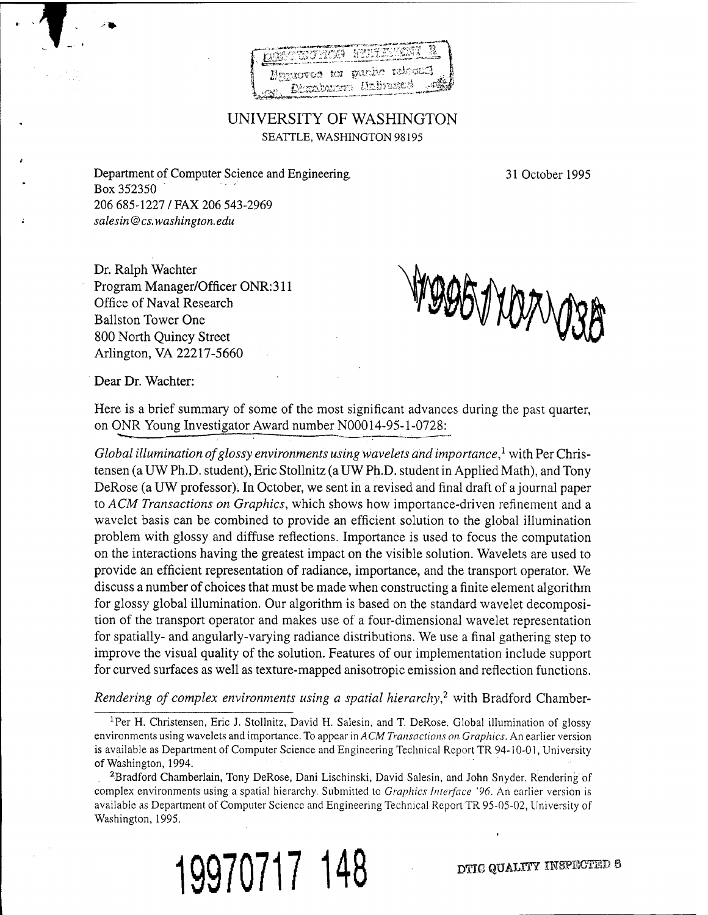DISTRIBUTION STATEMENT A
Approved for public release
Distribution Unlimited

UNIVERSITY OF WASHINGTON
SEATTLE, WASHINGTON 98195

Department of Computer Science and Engineering
Box 352350
206 685-1227 / FAX 206 543-2969
*salesin@cs.washington.edu*

31 October 1995

Dr. Ralph Wachter
Program Manager/Officer ONR:311
Office of Naval Research
Ballston Tower One
800 North Quincy Street
Arlington, VA 22217-5660

19951107 038

Dear Dr. Wachter:

Here is a brief summary of some of the most significant advances during the past quarter, on ONR Young Investigator Award number N00014-95-1-0728:

*Global illumination of glossy environments using wavelets and importance*,[1] with Per Christensen (a UW Ph.D. student), Eric Stollnitz (a UW Ph.D. student in Applied Math), and Tony DeRose (a UW professor). In October, we sent in a revised and final draft of a journal paper to *ACM Transactions on Graphics*, which shows how importance-driven refinement and a wavelet basis can be combined to provide an efficient solution to the global illumination problem with glossy and diffuse reflections. Importance is used to focus the computation on the interactions having the greatest impact on the visible solution. Wavelets are used to provide an efficient representation of radiance, importance, and the transport operator. We discuss a number of choices that must be made when constructing a finite element algorithm for glossy global illumination. Our algorithm is based on the standard wavelet decomposition of the transport operator and makes use of a four-dimensional wavelet representation for spatially- and angularly-varying radiance distributions. We use a final gathering step to improve the visual quality of the solution. Features of our implementation include support for curved surfaces as well as texture-mapped anisotropic emission and reflection functions.

*Rendering of complex environments using a spatial hierarchy*,[2] with Bradford Chamber-

[1] Per H. Christensen, Eric J. Stollnitz, David H. Salesin, and T. DeRose. Global illumination of glossy environments using wavelets and importance. To appear in *ACM Transactions on Graphics*. An earlier version is available as Department of Computer Science and Engineering Technical Report TR 94-10-01, University of Washington, 1994.

[2] Bradford Chamberlain, Tony DeRose, Dani Lischinski, David Salesin, and John Snyder. Rendering of complex environments using a spatial hierarchy. Submitted to *Graphics Interface '96*. An earlier version is available as Department of Computer Science and Engineering Technical Report TR 95-05-02, University of Washington, 1995.

19970717 148

DTIC QUALITY INSPECTED 5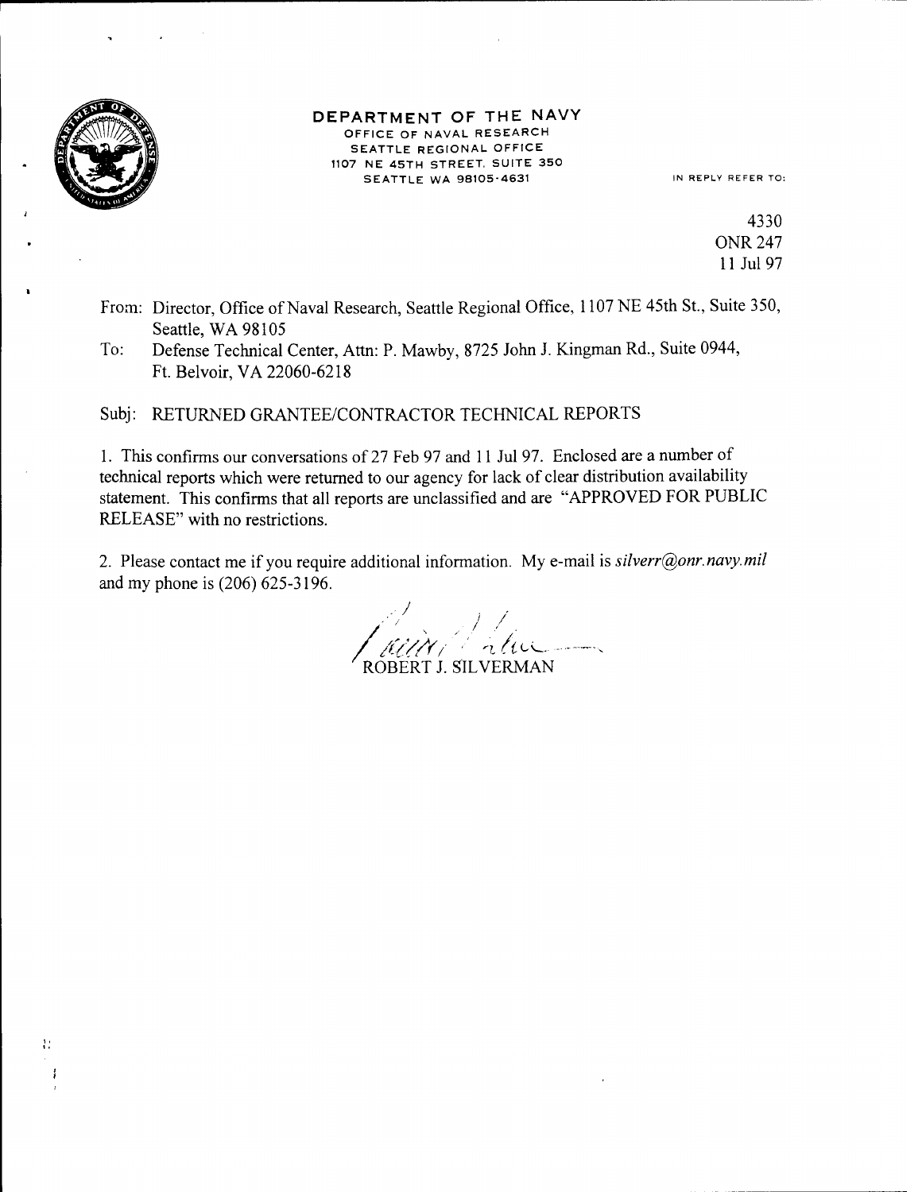**DEPARTMENT OF THE NAVY**
OFFICE OF NAVAL RESEARCH
SEATTLE REGIONAL OFFICE
1107 NE 45TH STREET, SUITE 350
SEATTLE WA 98105-4631

IN REPLY REFER TO:

4330
ONR 247
11 Jul 97

From: Director, Office of Naval Research, Seattle Regional Office, 1107 NE 45th St., Suite 350, Seattle, WA 98105

To: Defense Technical Center, Attn: P. Mawby, 8725 John J. Kingman Rd., Suite 0944, Ft. Belvoir, VA 22060-6218

Subj: RETURNED GRANTEE/CONTRACTOR TECHNICAL REPORTS

1. This confirms our conversations of 27 Feb 97 and 11 Jul 97. Enclosed are a number of technical reports which were returned to our agency for lack of clear distribution availability statement. This confirms that all reports are unclassified and are "APPROVED FOR PUBLIC RELEASE" with no restrictions.

2. Please contact me if you require additional information. My e-mail is *silverr@onr.navy.mil* and my phone is (206) 625-3196.

ROBERT J. SILVERMAN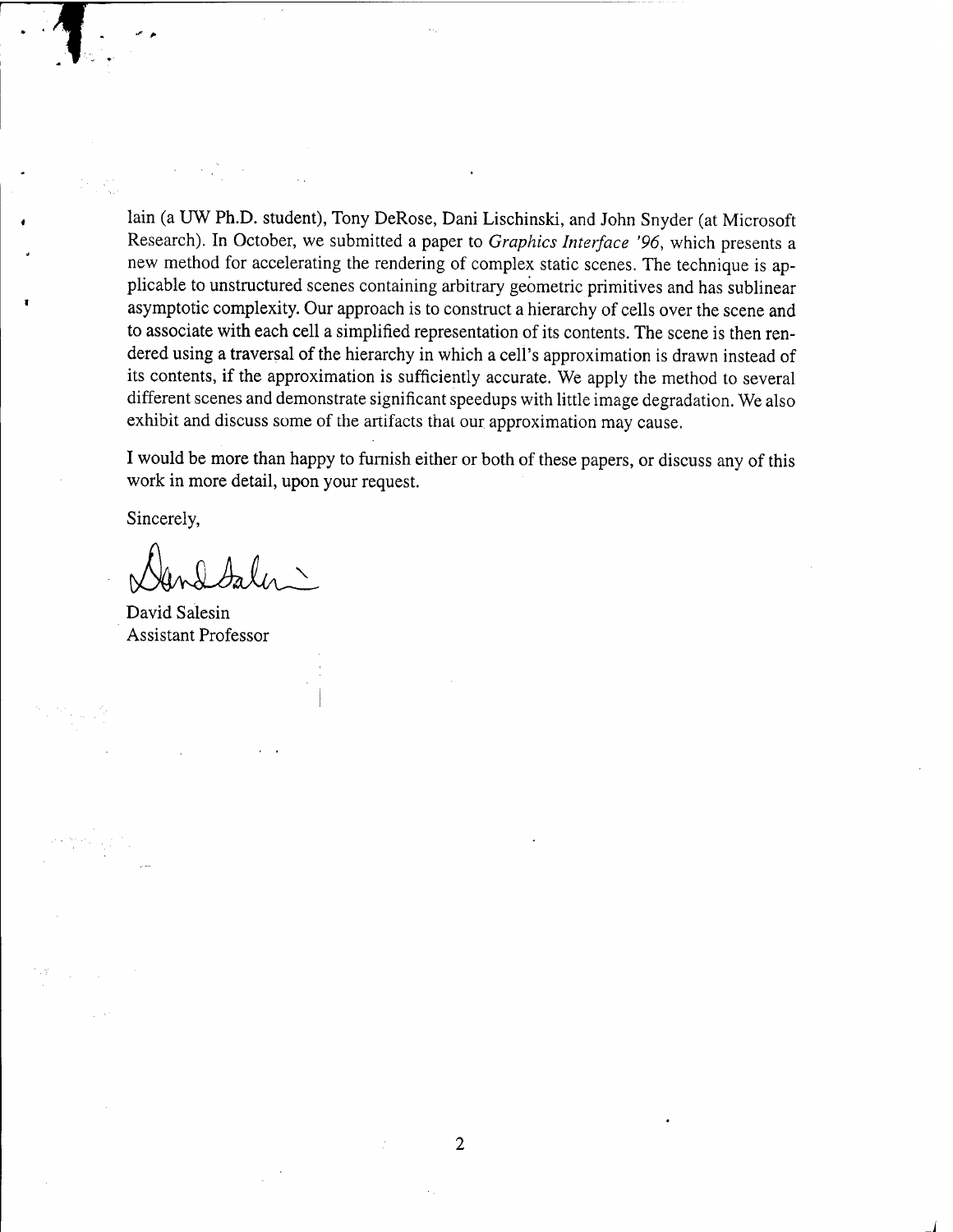lain (a UW Ph.D. student), Tony DeRose, Dani Lischinski, and John Snyder (at Microsoft Research). In October, we submitted a paper to *Graphics Interface '96*, which presents a new method for accelerating the rendering of complex static scenes. The technique is applicable to unstructured scenes containing arbitrary geometric primitives and has sublinear asymptotic complexity. Our approach is to construct a hierarchy of cells over the scene and to associate with each cell a simplified representation of its contents. The scene is then rendered using a traversal of the hierarchy in which a cell's approximation is drawn instead of its contents, if the approximation is sufficiently accurate. We apply the method to several different scenes and demonstrate significant speedups with little image degradation. We also exhibit and discuss some of the artifacts that our approximation may cause.

I would be more than happy to furnish either or both of these papers, or discuss any of this work in more detail, upon your request.

Sincerely,

David Salesin
Assistant Professor